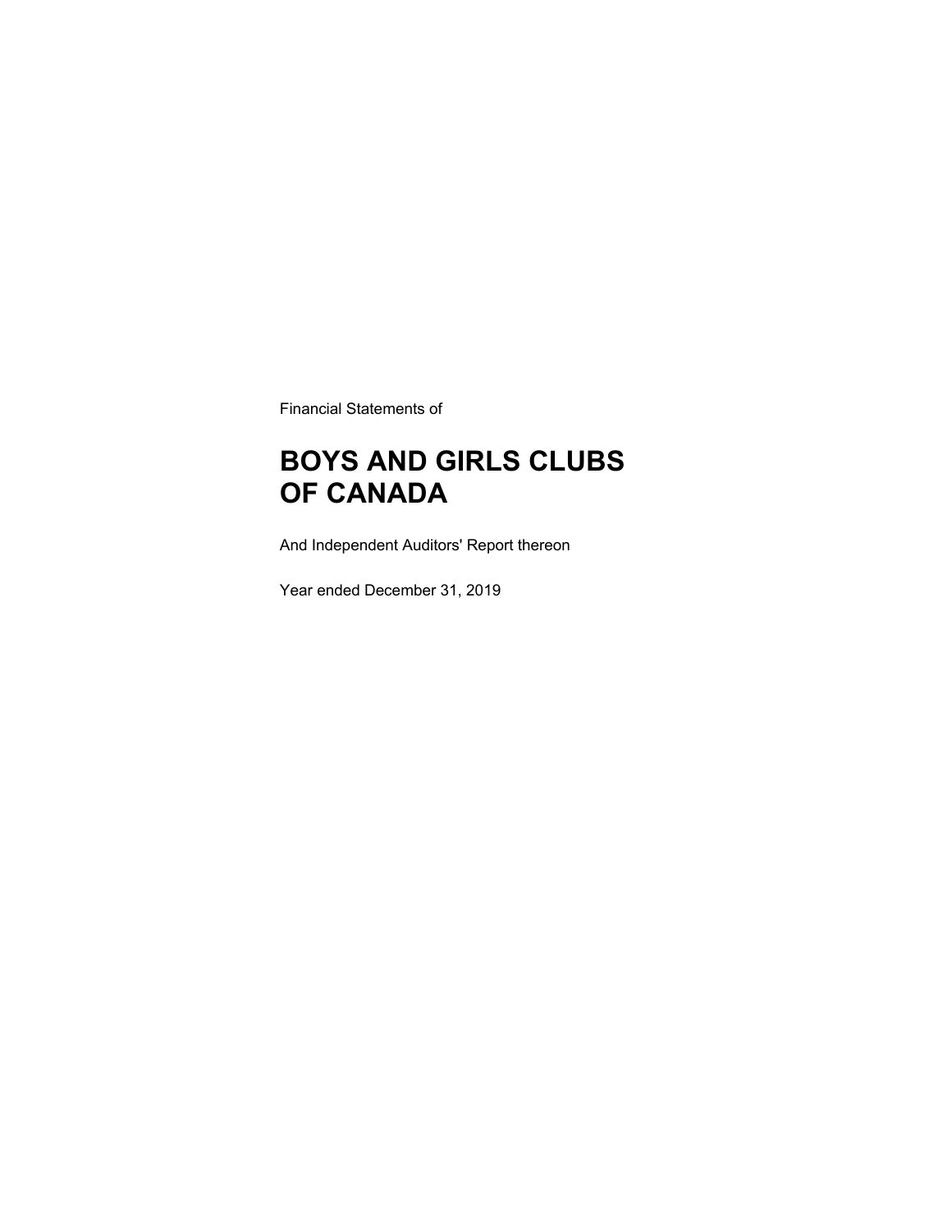Financial Statements of

# BOYS AND GIRLS CLUBS OF CANADA

And Independent Auditors' Report thereon

Year ended December 31, 2019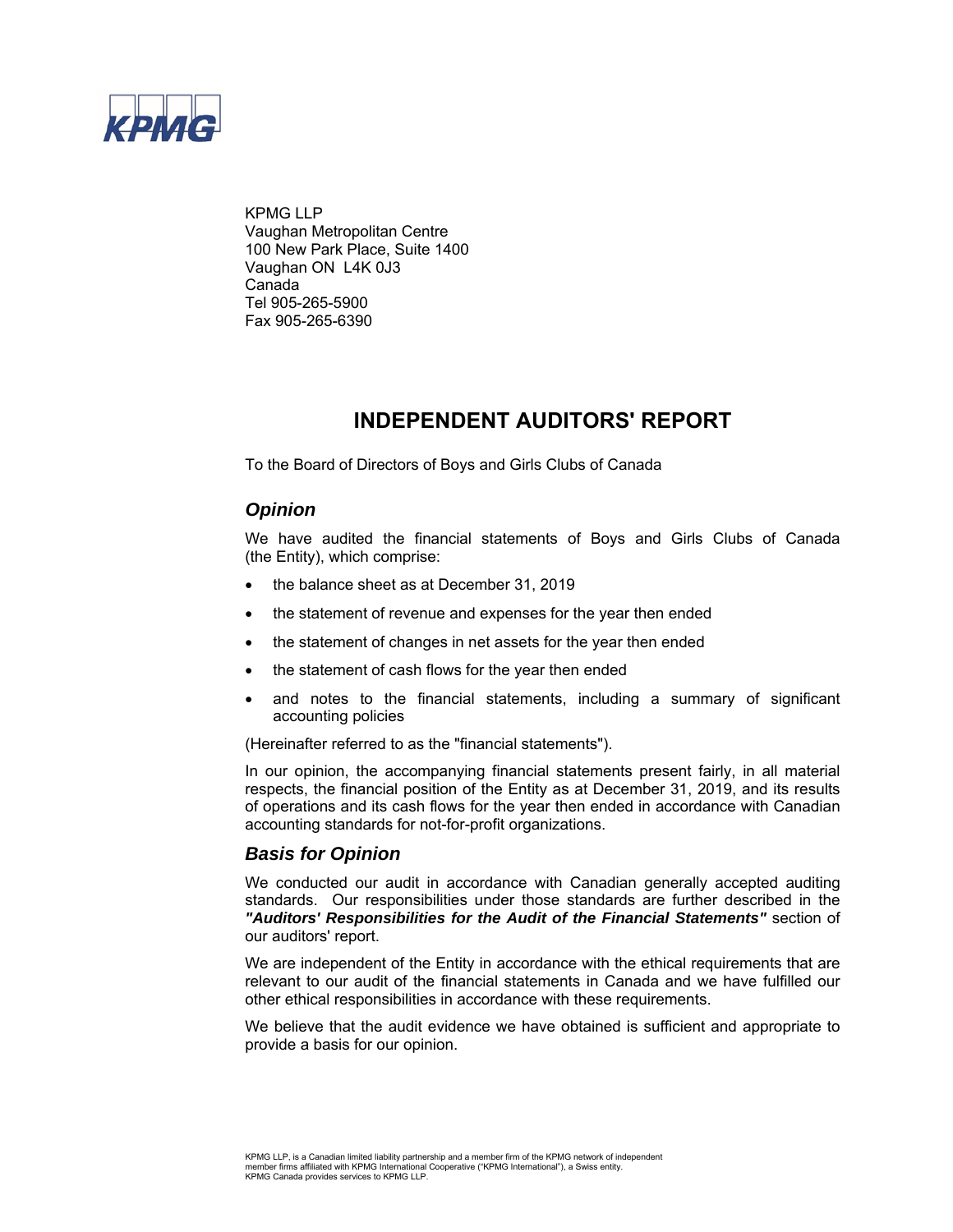KPMG LLP
Vaughan Metropolitan Centre
100 New Park Place, Suite 1400
Vaughan ON L4K 0J3
Canada
Tel 905-265-5900
Fax 905-265-6390

# INDEPENDENT AUDITORS' REPORT

To the Board of Directors of Boys and Girls Clubs of Canada

## *Opinion*

We have audited the financial statements of Boys and Girls Clubs of Canada (the Entity), which comprise:

- the balance sheet as at December 31, 2019
- the statement of revenue and expenses for the year then ended
- the statement of changes in net assets for the year then ended
- the statement of cash flows for the year then ended
- and notes to the financial statements, including a summary of significant accounting policies

(Hereinafter referred to as the "financial statements").

In our opinion, the accompanying financial statements present fairly, in all material respects, the financial position of the Entity as at December 31, 2019, and its results of operations and its cash flows for the year then ended in accordance with Canadian accounting standards for not-for-profit organizations.

## *Basis for Opinion*

We conducted our audit in accordance with Canadian generally accepted auditing standards. Our responsibilities under those standards are further described in the ***"Auditors' Responsibilities for the Audit of the Financial Statements"*** section of our auditors' report.

We are independent of the Entity in accordance with the ethical requirements that are relevant to our audit of the financial statements in Canada and we have fulfilled our other ethical responsibilities in accordance with these requirements.

We believe that the audit evidence we have obtained is sufficient and appropriate to provide a basis for our opinion.

KPMG LLP, is a Canadian limited liability partnership and a member firm of the KPMG network of independent member firms affiliated with KPMG International Cooperative ("KPMG International"), a Swiss entity. KPMG Canada provides services to KPMG LLP.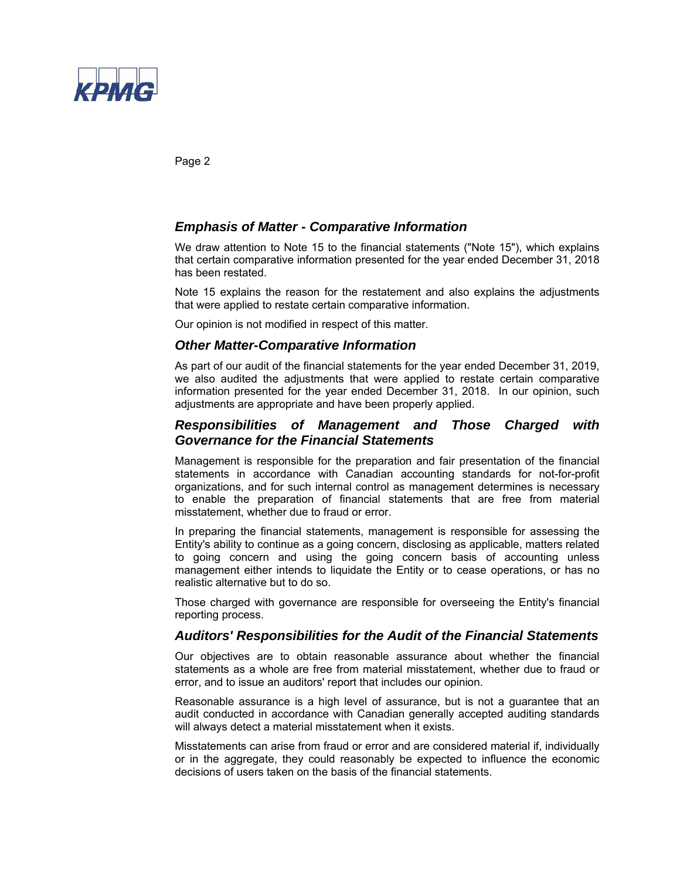### *Emphasis of Matter - Comparative Information*

We draw attention to Note 15 to the financial statements ("Note 15"), which explains that certain comparative information presented for the year ended December 31, 2018 has been restated.

Note 15 explains the reason for the restatement and also explains the adjustments that were applied to restate certain comparative information.

Our opinion is not modified in respect of this matter.

### *Other Matter-Comparative Information*

As part of our audit of the financial statements for the year ended December 31, 2019, we also audited the adjustments that were applied to restate certain comparative information presented for the year ended December 31, 2018. In our opinion, such adjustments are appropriate and have been properly applied.

### *Responsibilities of Management and Those Charged with Governance for the Financial Statements*

Management is responsible for the preparation and fair presentation of the financial statements in accordance with Canadian accounting standards for not-for-profit organizations, and for such internal control as management determines is necessary to enable the preparation of financial statements that are free from material misstatement, whether due to fraud or error.

In preparing the financial statements, management is responsible for assessing the Entity's ability to continue as a going concern, disclosing as applicable, matters related to going concern and using the going concern basis of accounting unless management either intends to liquidate the Entity or to cease operations, or has no realistic alternative but to do so.

Those charged with governance are responsible for overseeing the Entity's financial reporting process.

### *Auditors' Responsibilities for the Audit of the Financial Statements*

Our objectives are to obtain reasonable assurance about whether the financial statements as a whole are free from material misstatement, whether due to fraud or error, and to issue an auditors' report that includes our opinion.

Reasonable assurance is a high level of assurance, but is not a guarantee that an audit conducted in accordance with Canadian generally accepted auditing standards will always detect a material misstatement when it exists.

Misstatements can arise from fraud or error and are considered material if, individually or in the aggregate, they could reasonably be expected to influence the economic decisions of users taken on the basis of the financial statements.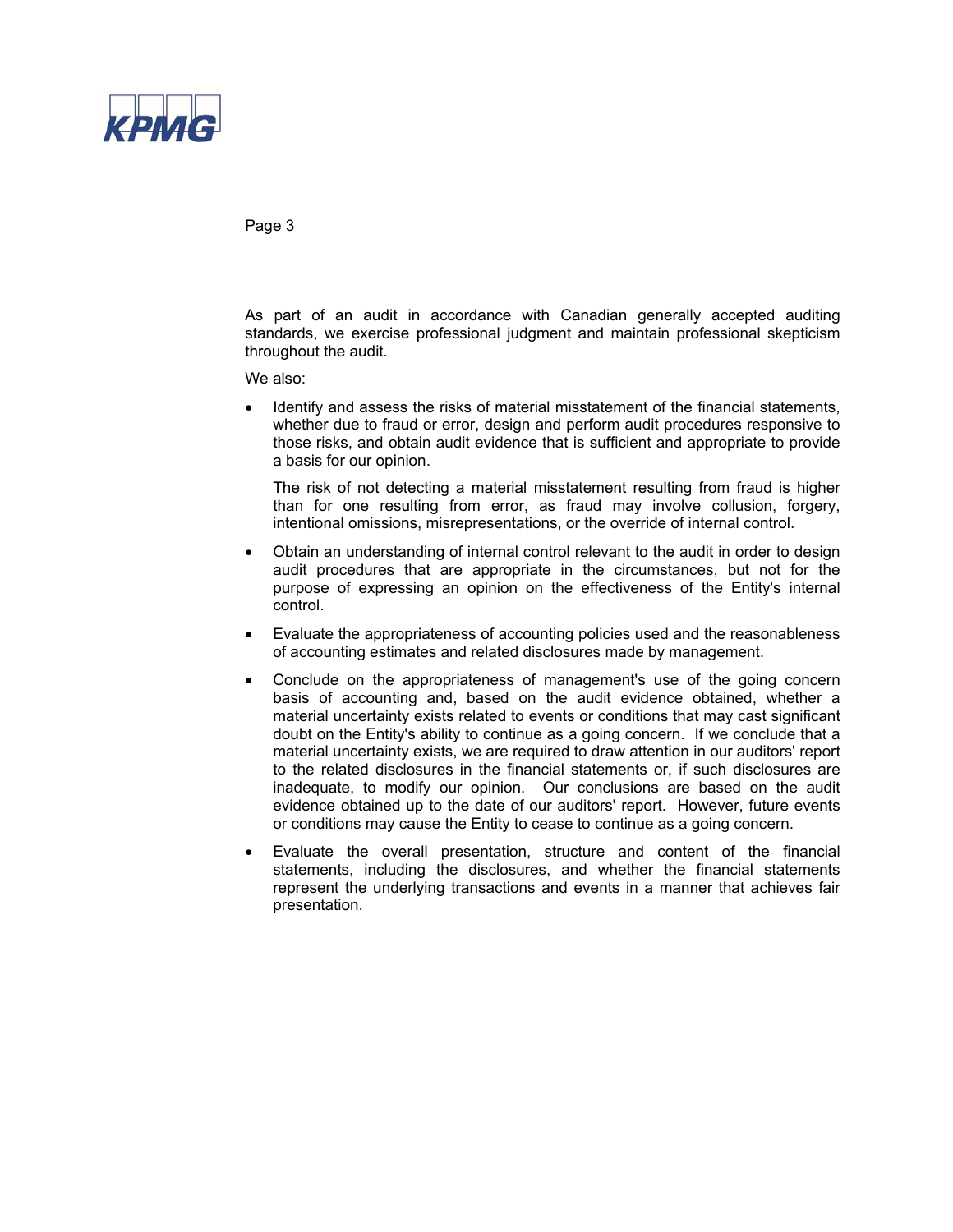As part of an audit in accordance with Canadian generally accepted auditing standards, we exercise professional judgment and maintain professional skepticism throughout the audit.

We also:

- Identify and assess the risks of material misstatement of the financial statements, whether due to fraud or error, design and perform audit procedures responsive to those risks, and obtain audit evidence that is sufficient and appropriate to provide a basis for our opinion.

  The risk of not detecting a material misstatement resulting from fraud is higher than for one resulting from error, as fraud may involve collusion, forgery, intentional omissions, misrepresentations, or the override of internal control.

- Obtain an understanding of internal control relevant to the audit in order to design audit procedures that are appropriate in the circumstances, but not for the purpose of expressing an opinion on the effectiveness of the Entity's internal control.

- Evaluate the appropriateness of accounting policies used and the reasonableness of accounting estimates and related disclosures made by management.

- Conclude on the appropriateness of management's use of the going concern basis of accounting and, based on the audit evidence obtained, whether a material uncertainty exists related to events or conditions that may cast significant doubt on the Entity's ability to continue as a going concern. If we conclude that a material uncertainty exists, we are required to draw attention in our auditors' report to the related disclosures in the financial statements or, if such disclosures are inadequate, to modify our opinion. Our conclusions are based on the audit evidence obtained up to the date of our auditors' report. However, future events or conditions may cause the Entity to cease to continue as a going concern.

- Evaluate the overall presentation, structure and content of the financial statements, including the disclosures, and whether the financial statements represent the underlying transactions and events in a manner that achieves fair presentation.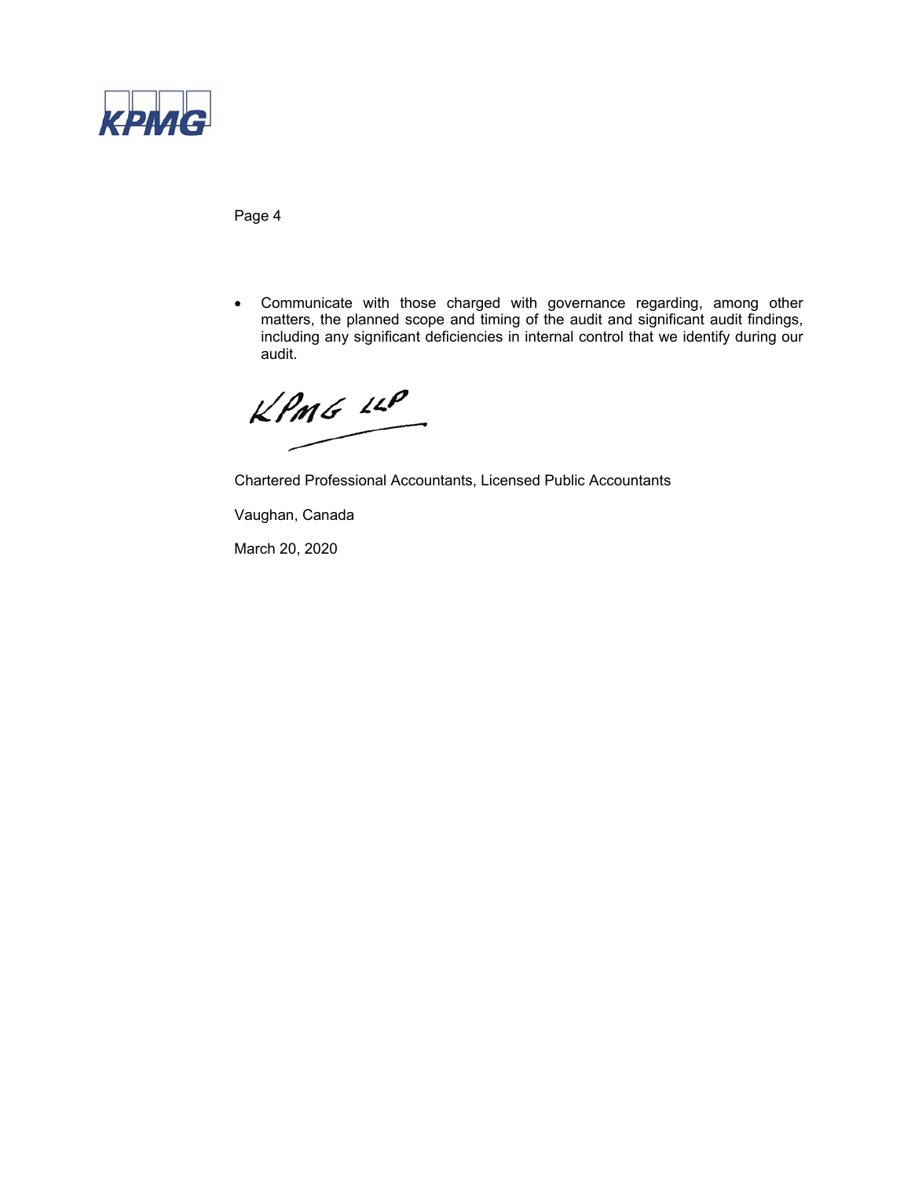- Communicate with those charged with governance regarding, among other matters, the planned scope and timing of the audit and significant audit findings, including any significant deficiencies in internal control that we identify during our audit.

KPMG LLP

Chartered Professional Accountants, Licensed Public Accountants

Vaughan, Canada

March 20, 2020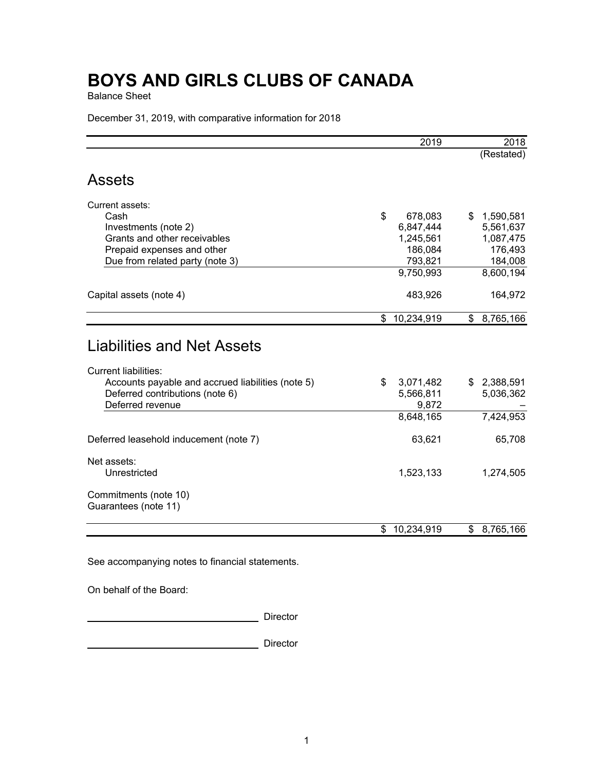# BOYS AND GIRLS CLUBS OF CANADA

Balance Sheet

December 31, 2019, with comparative information for 2018

| | 2019 | 2018 |
|---|---|---|
| | | (Restated) |
| **Assets** | | |
| Current assets: | | |
| Cash | $ 678,083 | $ 1,590,581 |
| Investments (note 2) | 6,847,444 | 5,561,637 |
| Grants and other receivables | 1,245,561 | 1,087,475 |
| Prepaid expenses and other | 186,084 | 176,493 |
| Due from related party (note 3) | 793,821 | 184,008 |
| | 9,750,993 | 8,600,194 |
| Capital assets (note 4) | 483,926 | 164,972 |
| | $ 10,234,919 | $ 8,765,166 |
| **Liabilities and Net Assets** | | |
| Current liabilities: | | |
| Accounts payable and accrued liabilities (note 5) | $ 3,071,482 | $ 2,388,591 |
| Deferred contributions (note 6) | 5,566,811 | 5,036,362 |
| Deferred revenue | 9,872 | – |
| | 8,648,165 | 7,424,953 |
| Deferred leasehold inducement (note 7) | 63,621 | 65,708 |
| Net assets: | | |
| Unrestricted | 1,523,133 | 1,274,505 |
| Commitments (note 10) | | |
| Guarantees (note 11) | | |
| | $ 10,234,919 | $ 8,765,166 |

See accompanying notes to financial statements.

On behalf of the Board:

\_\_\_\_\_\_\_\_\_\_\_\_\_\_\_\_\_\_\_\_\_\_\_\_\_\_\_\_ Director

\_\_\_\_\_\_\_\_\_\_\_\_\_\_\_\_\_\_\_\_\_\_\_\_\_\_\_\_ Director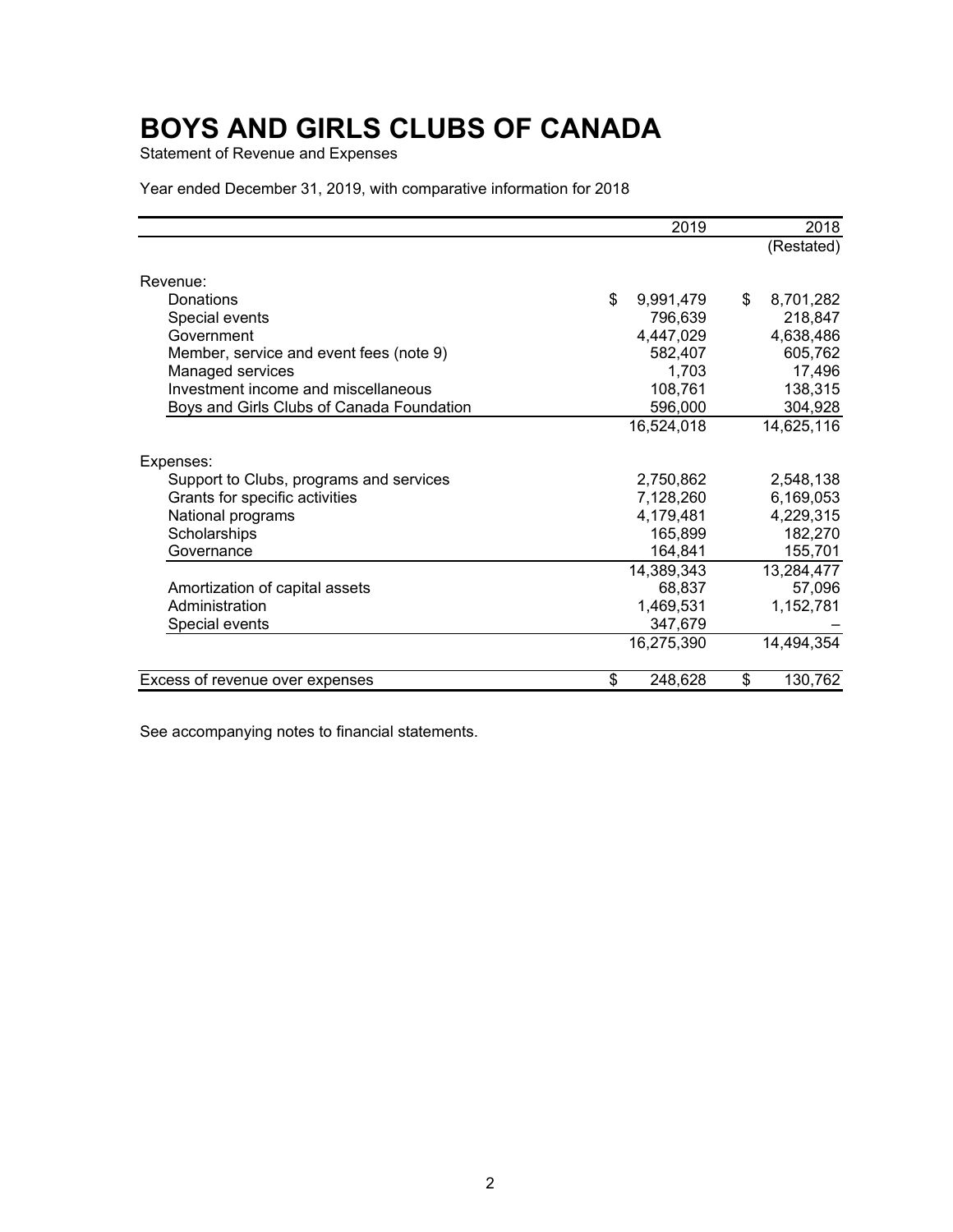# BOYS AND GIRLS CLUBS OF CANADA

Statement of Revenue and Expenses

Year ended December 31, 2019, with comparative information for 2018

| | 2019 | 2018 (Restated) |
|---|---|---|
| Revenue: | | |
| Donations | $ 9,991,479 | $ 8,701,282 |
| Special events | 796,639 | 218,847 |
| Government | 4,447,029 | 4,638,486 |
| Member, service and event fees (note 9) | 582,407 | 605,762 |
| Managed services | 1,703 | 17,496 |
| Investment income and miscellaneous | 108,761 | 138,315 |
| Boys and Girls Clubs of Canada Foundation | 596,000 | 304,928 |
| | 16,524,018 | 14,625,116 |
| Expenses: | | |
| Support to Clubs, programs and services | 2,750,862 | 2,548,138 |
| Grants for specific activities | 7,128,260 | 6,169,053 |
| National programs | 4,179,481 | 4,229,315 |
| Scholarships | 165,899 | 182,270 |
| Governance | 164,841 | 155,701 |
| | 14,389,343 | 13,284,477 |
| Amortization of capital assets | 68,837 | 57,096 |
| Administration | 1,469,531 | 1,152,781 |
| Special events | 347,679 | – |
| | 16,275,390 | 14,494,354 |
| Excess of revenue over expenses | $ 248,628 | $ 130,762 |

See accompanying notes to financial statements.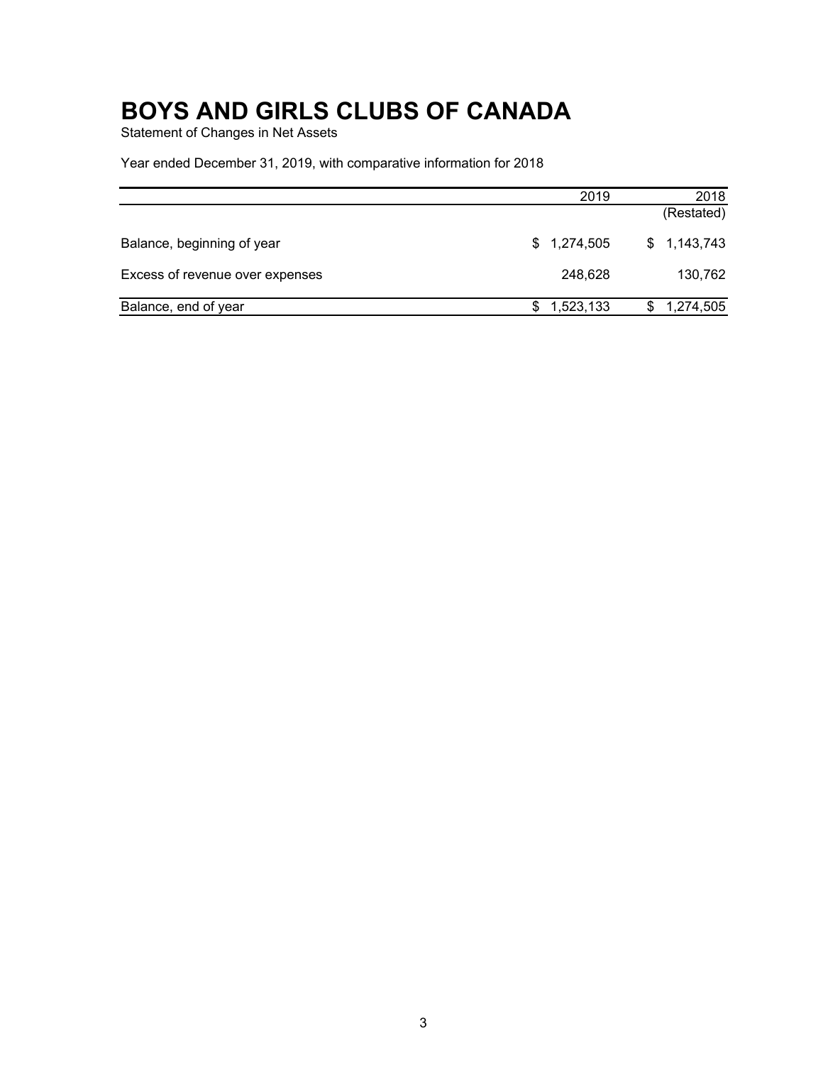# BOYS AND GIRLS CLUBS OF CANADA

Statement of Changes in Net Assets

Year ended December 31, 2019, with comparative information for 2018

| | 2019 | 2018 (Restated) |
|---|---|---|
| Balance, beginning of year | $ 1,274,505 | $ 1,143,743 |
| Excess of revenue over expenses | 248,628 | 130,762 |
| Balance, end of year | $ 1,523,133 | $ 1,274,505 |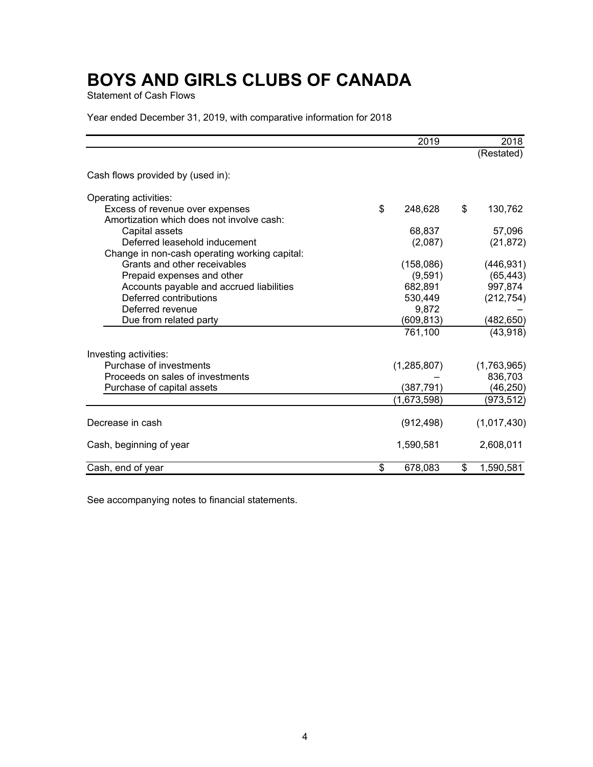# BOYS AND GIRLS CLUBS OF CANADA

Statement of Cash Flows

Year ended December 31, 2019, with comparative information for 2018

| | 2019 | 2018 (Restated) |
|---|---|---|
| Cash flows provided by (used in): | | |
| Operating activities: | | |
| Excess of revenue over expenses | $ 248,628 | $ 130,762 |
| Amortization which does not involve cash: | | |
| Capital assets | 68,837 | 57,096 |
| Deferred leasehold inducement | (2,087) | (21,872) |
| Change in non-cash operating working capital: | | |
| Grants and other receivables | (158,086) | (446,931) |
| Prepaid expenses and other | (9,591) | (65,443) |
| Accounts payable and accrued liabilities | 682,891 | 997,874 |
| Deferred contributions | 530,449 | (212,754) |
| Deferred revenue | 9,872 | – |
| Due from related party | (609,813) | (482,650) |
| | 761,100 | (43,918) |
| Investing activities: | | |
| Purchase of investments | (1,285,807) | (1,763,965) |
| Proceeds on sales of investments | – | 836,703 |
| Purchase of capital assets | (387,791) | (46,250) |
| | (1,673,598) | (973,512) |
| Decrease in cash | (912,498) | (1,017,430) |
| Cash, beginning of year | 1,590,581 | 2,608,011 |
| Cash, end of year | $ 678,083 | $ 1,590,581 |

See accompanying notes to financial statements.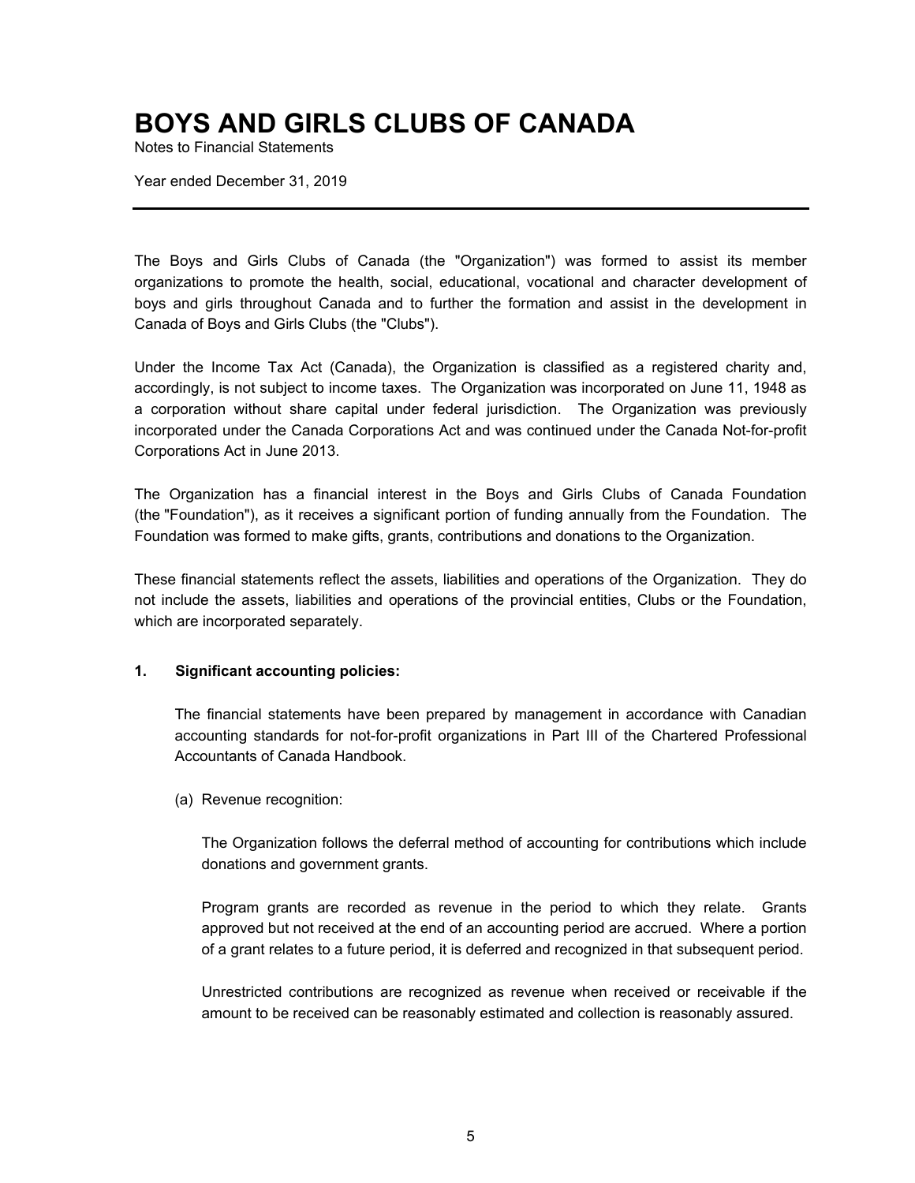# BOYS AND GIRLS CLUBS OF CANADA

Notes to Financial Statements

Year ended December 31, 2019

---

The Boys and Girls Clubs of Canada (the "Organization") was formed to assist its member organizations to promote the health, social, educational, vocational and character development of boys and girls throughout Canada and to further the formation and assist in the development in Canada of Boys and Girls Clubs (the "Clubs").

Under the Income Tax Act (Canada), the Organization is classified as a registered charity and, accordingly, is not subject to income taxes. The Organization was incorporated on June 11, 1948 as a corporation without share capital under federal jurisdiction. The Organization was previously incorporated under the Canada Corporations Act and was continued under the Canada Not-for-profit Corporations Act in June 2013.

The Organization has a financial interest in the Boys and Girls Clubs of Canada Foundation (the "Foundation"), as it receives a significant portion of funding annually from the Foundation. The Foundation was formed to make gifts, grants, contributions and donations to the Organization.

These financial statements reflect the assets, liabilities and operations of the Organization. They do not include the assets, liabilities and operations of the provincial entities, Clubs or the Foundation, which are incorporated separately.

**1. Significant accounting policies:**

The financial statements have been prepared by management in accordance with Canadian accounting standards for not-for-profit organizations in Part III of the Chartered Professional Accountants of Canada Handbook.

(a) Revenue recognition:

The Organization follows the deferral method of accounting for contributions which include donations and government grants.

Program grants are recorded as revenue in the period to which they relate. Grants approved but not received at the end of an accounting period are accrued. Where a portion of a grant relates to a future period, it is deferred and recognized in that subsequent period.

Unrestricted contributions are recognized as revenue when received or receivable if the amount to be received can be reasonably estimated and collection is reasonably assured.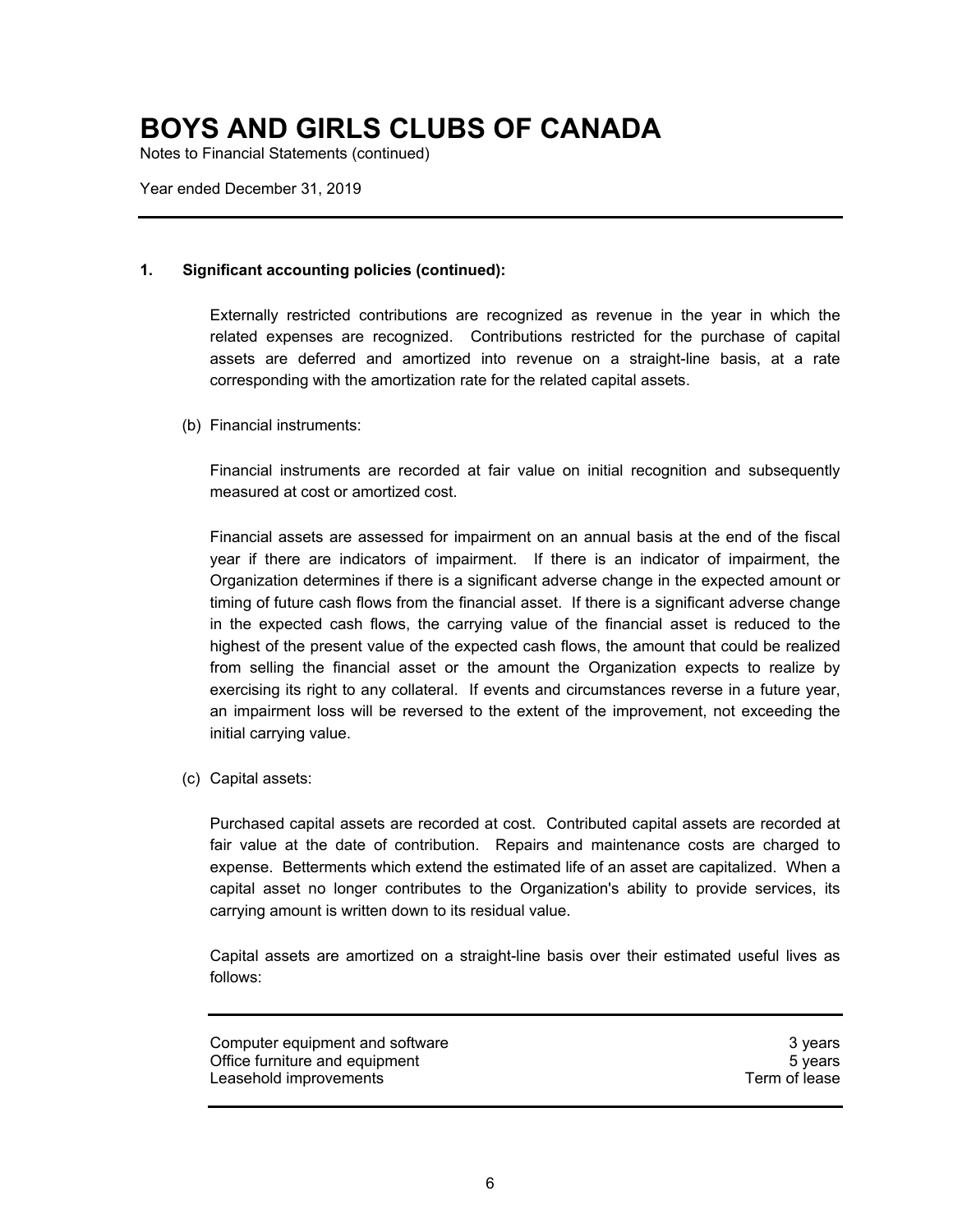# BOYS AND GIRLS CLUBS OF CANADA

Notes to Financial Statements (continued)

Year ended December 31, 2019

## 1. Significant accounting policies (continued):

Externally restricted contributions are recognized as revenue in the year in which the related expenses are recognized. Contributions restricted for the purchase of capital assets are deferred and amortized into revenue on a straight-line basis, at a rate corresponding with the amortization rate for the related capital assets.

### (b) Financial instruments:

Financial instruments are recorded at fair value on initial recognition and subsequently measured at cost or amortized cost.

Financial assets are assessed for impairment on an annual basis at the end of the fiscal year if there are indicators of impairment. If there is an indicator of impairment, the Organization determines if there is a significant adverse change in the expected amount or timing of future cash flows from the financial asset. If there is a significant adverse change in the expected cash flows, the carrying value of the financial asset is reduced to the highest of the present value of the expected cash flows, the amount that could be realized from selling the financial asset or the amount the Organization expects to realize by exercising its right to any collateral. If events and circumstances reverse in a future year, an impairment loss will be reversed to the extent of the improvement, not exceeding the initial carrying value.

### (c) Capital assets:

Purchased capital assets are recorded at cost. Contributed capital assets are recorded at fair value at the date of contribution. Repairs and maintenance costs are charged to expense. Betterments which extend the estimated life of an asset are capitalized. When a capital asset no longer contributes to the Organization's ability to provide services, its carrying amount is written down to its residual value.

Capital assets are amortized on a straight-line basis over their estimated useful lives as follows:

| | |
|---|---|
| Computer equipment and software | 3 years |
| Office furniture and equipment | 5 years |
| Leasehold improvements | Term of lease |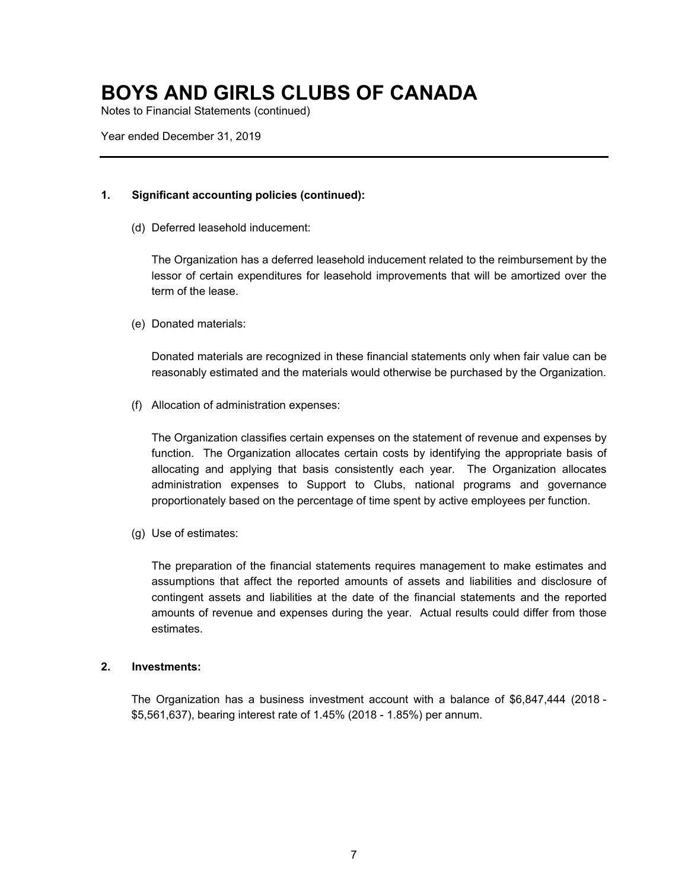# BOYS AND GIRLS CLUBS OF CANADA

Notes to Financial Statements (continued)

Year ended December 31, 2019

## 1. Significant accounting policies (continued):

(d) Deferred leasehold inducement:

The Organization has a deferred leasehold inducement related to the reimbursement by the lessor of certain expenditures for leasehold improvements that will be amortized over the term of the lease.

(e) Donated materials:

Donated materials are recognized in these financial statements only when fair value can be reasonably estimated and the materials would otherwise be purchased by the Organization.

(f) Allocation of administration expenses:

The Organization classifies certain expenses on the statement of revenue and expenses by function. The Organization allocates certain costs by identifying the appropriate basis of allocating and applying that basis consistently each year. The Organization allocates administration expenses to Support to Clubs, national programs and governance proportionately based on the percentage of time spent by active employees per function.

(g) Use of estimates:

The preparation of the financial statements requires management to make estimates and assumptions that affect the reported amounts of assets and liabilities and disclosure of contingent assets and liabilities at the date of the financial statements and the reported amounts of revenue and expenses during the year. Actual results could differ from those estimates.

## 2. Investments:

The Organization has a business investment account with a balance of $6,847,444 (2018 - $5,561,637), bearing interest rate of 1.45% (2018 - 1.85%) per annum.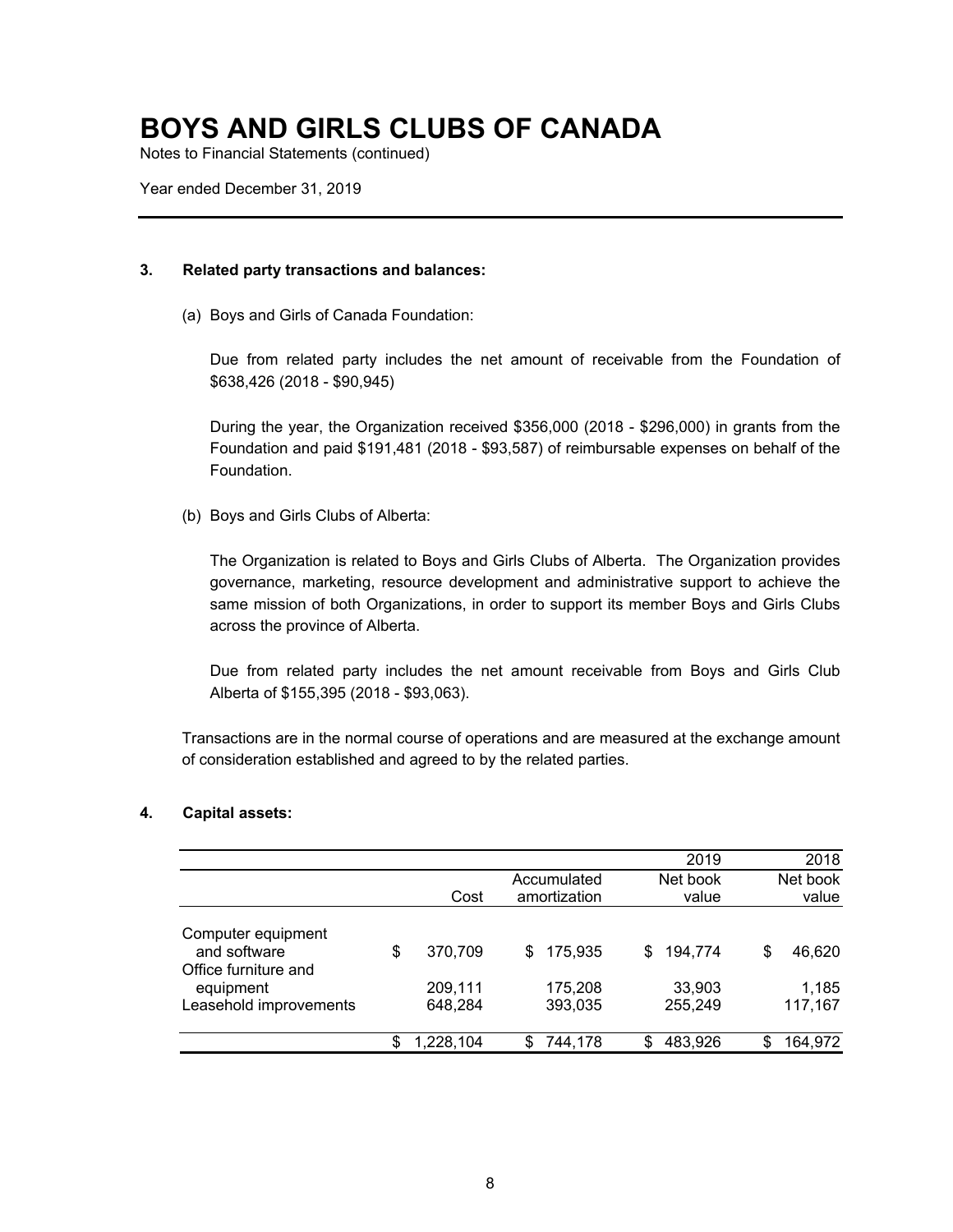# BOYS AND GIRLS CLUBS OF CANADA

Notes to Financial Statements (continued)

Year ended December 31, 2019

### 3. Related party transactions and balances:

(a) Boys and Girls of Canada Foundation:

Due from related party includes the net amount of receivable from the Foundation of $638,426 (2018 - $90,945)

During the year, the Organization received $356,000 (2018 - $296,000) in grants from the Foundation and paid $191,481 (2018 - $93,587) of reimbursable expenses on behalf of the Foundation.

(b) Boys and Girls Clubs of Alberta:

The Organization is related to Boys and Girls Clubs of Alberta. The Organization provides governance, marketing, resource development and administrative support to achieve the same mission of both Organizations, in order to support its member Boys and Girls Clubs across the province of Alberta.

Due from related party includes the net amount receivable from Boys and Girls Club Alberta of $155,395 (2018 - $93,063).

Transactions are in the normal course of operations and are measured at the exchange amount of consideration established and agreed to by the related parties.

### 4. Capital assets:

| | | | 2019 | 2018 |
|---|---|---|---|---|
| | Cost | Accumulated amortization | Net book value | Net book value |
| Computer equipment and software | $ 370,709 | $ 175,935 | $ 194,774 | $ 46,620 |
| Office furniture and equipment | 209,111 | 175,208 | 33,903 | 1,185 |
| Leasehold improvements | 648,284 | 393,035 | 255,249 | 117,167 |
| | $ 1,228,104 | $ 744,178 | $ 483,926 | $ 164,972 |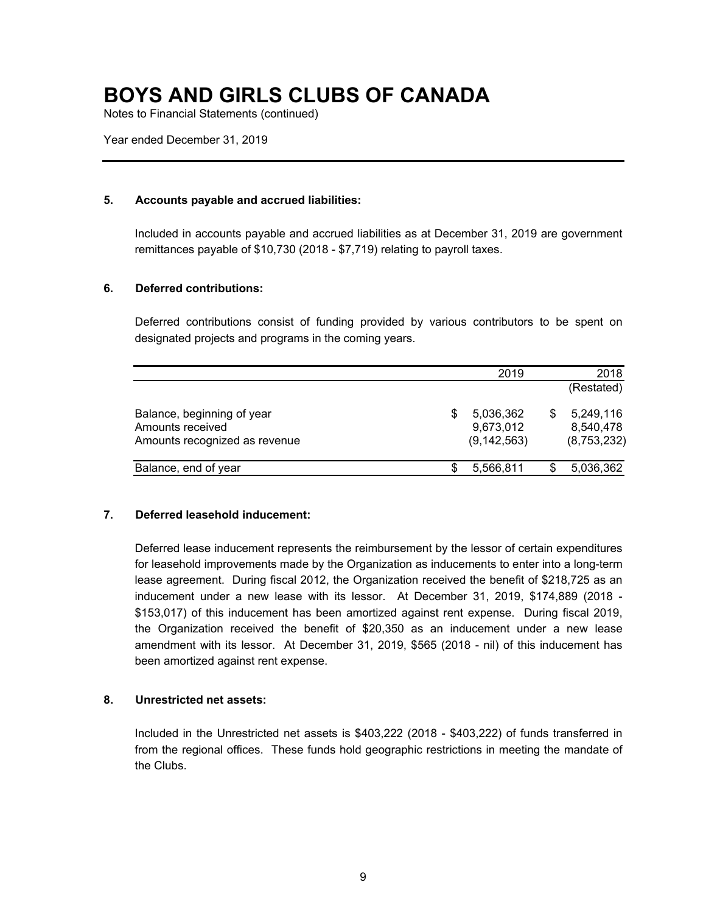# BOYS AND GIRLS CLUBS OF CANADA

Notes to Financial Statements (continued)

Year ended December 31, 2019

### 5. Accounts payable and accrued liabilities:

Included in accounts payable and accrued liabilities as at December 31, 2019 are government remittances payable of $10,730 (2018 - $7,719) relating to payroll taxes.

### 6. Deferred contributions:

Deferred contributions consist of funding provided by various contributors to be spent on designated projects and programs in the coming years.

| | 2019 | 2018 |
|---|---|---|
| | | (Restated) |
| Balance, beginning of year | $ 5,036,362 | $ 5,249,116 |
| Amounts received | 9,673,012 | 8,540,478 |
| Amounts recognized as revenue | (9,142,563) | (8,753,232) |
| Balance, end of year | $ 5,566,811 | $ 5,036,362 |

### 7. Deferred leasehold inducement:

Deferred lease inducement represents the reimbursement by the lessor of certain expenditures for leasehold improvements made by the Organization as inducements to enter into a long-term lease agreement. During fiscal 2012, the Organization received the benefit of $218,725 as an inducement under a new lease with its lessor. At December 31, 2019, $174,889 (2018 - $153,017) of this inducement has been amortized against rent expense. During fiscal 2019, the Organization received the benefit of $20,350 as an inducement under a new lease amendment with its lessor. At December 31, 2019, $565 (2018 - nil) of this inducement has been amortized against rent expense.

### 8. Unrestricted net assets:

Included in the Unrestricted net assets is $403,222 (2018 - $403,222) of funds transferred in from the regional offices. These funds hold geographic restrictions in meeting the mandate of the Clubs.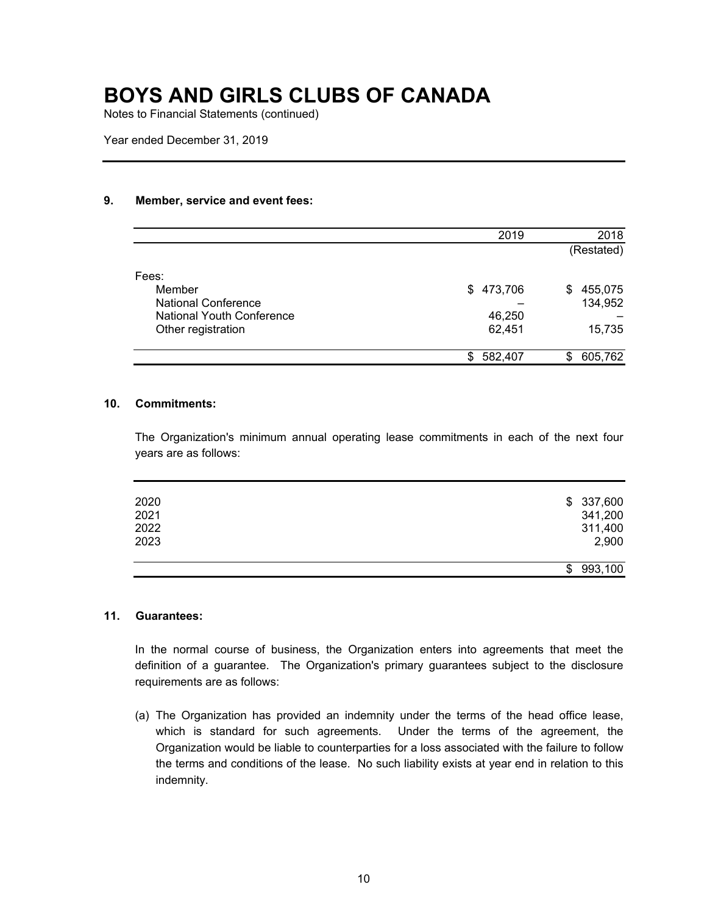# BOYS AND GIRLS CLUBS OF CANADA

Notes to Financial Statements (continued)

Year ended December 31, 2019

## 9. Member, service and event fees:

| | 2019 | 2018 (Restated) |
|---|---:|---:|
| Fees: | | |
| Member | $ 473,706 | $ 455,075 |
| National Conference | – | 134,952 |
| National Youth Conference | 46,250 | – |
| Other registration | 62,451 | 15,735 |
| | $ 582,407 | $ 605,762 |

## 10. Commitments:

The Organization's minimum annual operating lease commitments in each of the next four years are as follows:

| | |
|---|---:|
| 2020 | $ 337,600 |
| 2021 | 341,200 |
| 2022 | 311,400 |
| 2023 | 2,900 |
| | $ 993,100 |

## 11. Guarantees:

In the normal course of business, the Organization enters into agreements that meet the definition of a guarantee. The Organization's primary guarantees subject to the disclosure requirements are as follows:

(a) The Organization has provided an indemnity under the terms of the head office lease, which is standard for such agreements. Under the terms of the agreement, the Organization would be liable to counterparties for a loss associated with the failure to follow the terms and conditions of the lease. No such liability exists at year end in relation to this indemnity.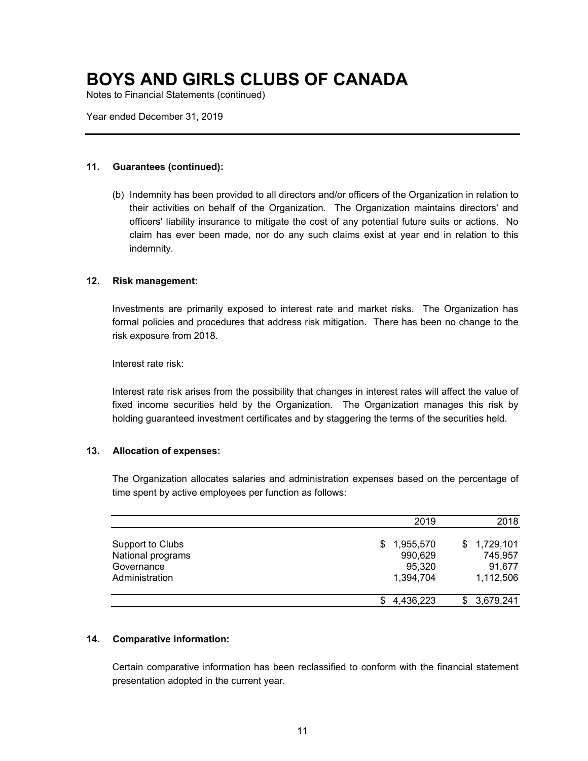# BOYS AND GIRLS CLUBS OF CANADA

Notes to Financial Statements (continued)

Year ended December 31, 2019

---

### 11. Guarantees (continued):

(b) Indemnity has been provided to all directors and/or officers of the Organization in relation to their activities on behalf of the Organization. The Organization maintains directors' and officers' liability insurance to mitigate the cost of any potential future suits or actions. No claim has ever been made, nor do any such claims exist at year end in relation to this indemnity.

### 12. Risk management:

Investments are primarily exposed to interest rate and market risks. The Organization has formal policies and procedures that address risk mitigation. There has been no change to the risk exposure from 2018.

Interest rate risk:

Interest rate risk arises from the possibility that changes in interest rates will affect the value of fixed income securities held by the Organization. The Organization manages this risk by holding guaranteed investment certificates and by staggering the terms of the securities held.

### 13. Allocation of expenses:

The Organization allocates salaries and administration expenses based on the percentage of time spent by active employees per function as follows:

| | 2019 | 2018 |
|---|---:|---:|
| Support to Clubs | $ 1,955,570 | $ 1,729,101 |
| National programs | 990,629 | 745,957 |
| Governance | 95,320 | 91,677 |
| Administration | 1,394,704 | 1,112,506 |
| | $ 4,436,223 | $ 3,679,241 |

### 14. Comparative information:

Certain comparative information has been reclassified to conform with the financial statement presentation adopted in the current year.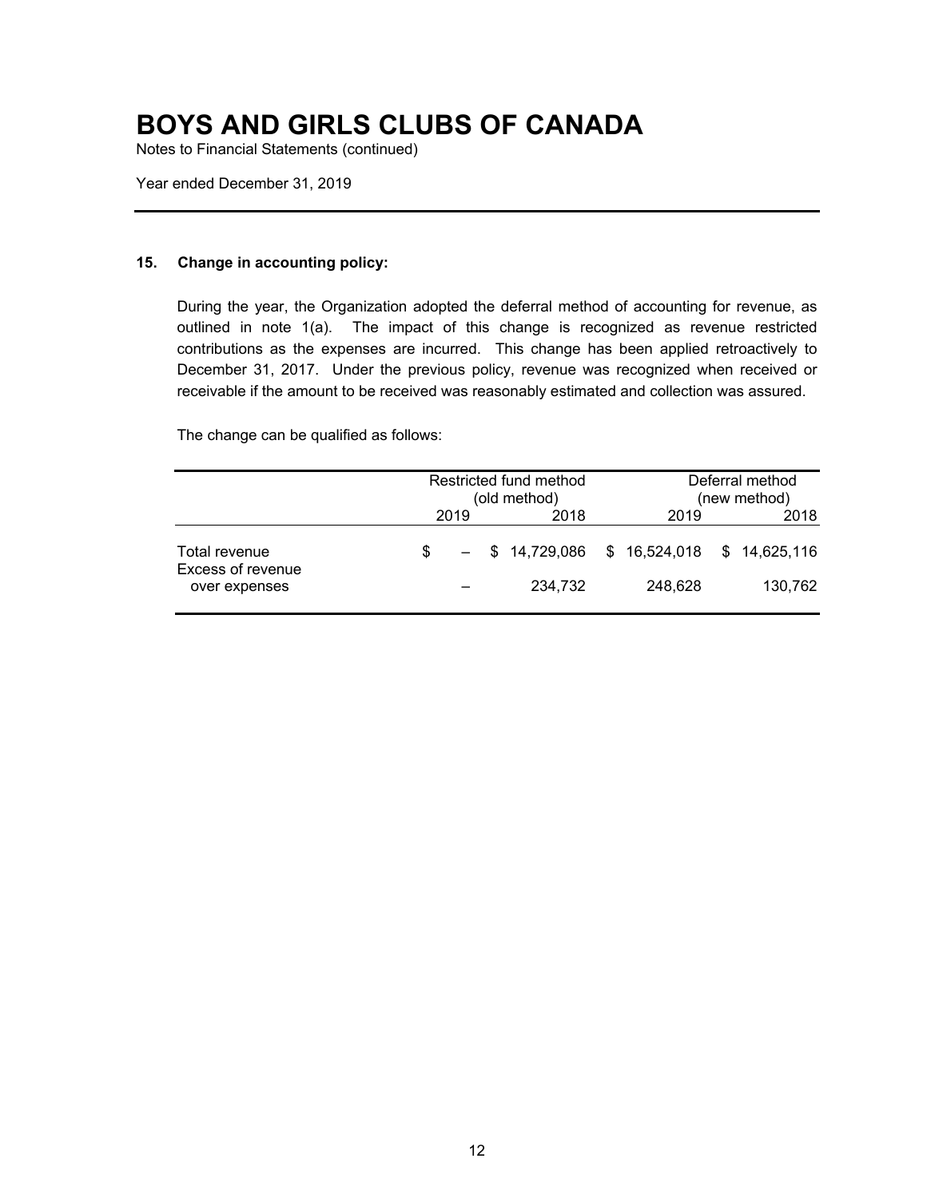# BOYS AND GIRLS CLUBS OF CANADA

Notes to Financial Statements (continued)

Year ended December 31, 2019

### 15. Change in accounting policy:

During the year, the Organization adopted the deferral method of accounting for revenue, as outlined in note 1(a). The impact of this change is recognized as revenue restricted contributions as the expenses are incurred. This change has been applied retroactively to December 31, 2017. Under the previous policy, revenue was recognized when received or receivable if the amount to be received was reasonably estimated and collection was assured.

The change can be qualified as follows:

| | Restricted fund method (old method) | | Deferral method (new method) | |
|---|---|---|---|---|
| | 2019 | 2018 | 2019 | 2018 |
| Total revenue | $ – | $ 14,729,086 | $ 16,524,018 | $ 14,625,116 |
| Excess of revenue over expenses | – | 234,732 | 248,628 | 130,762 |